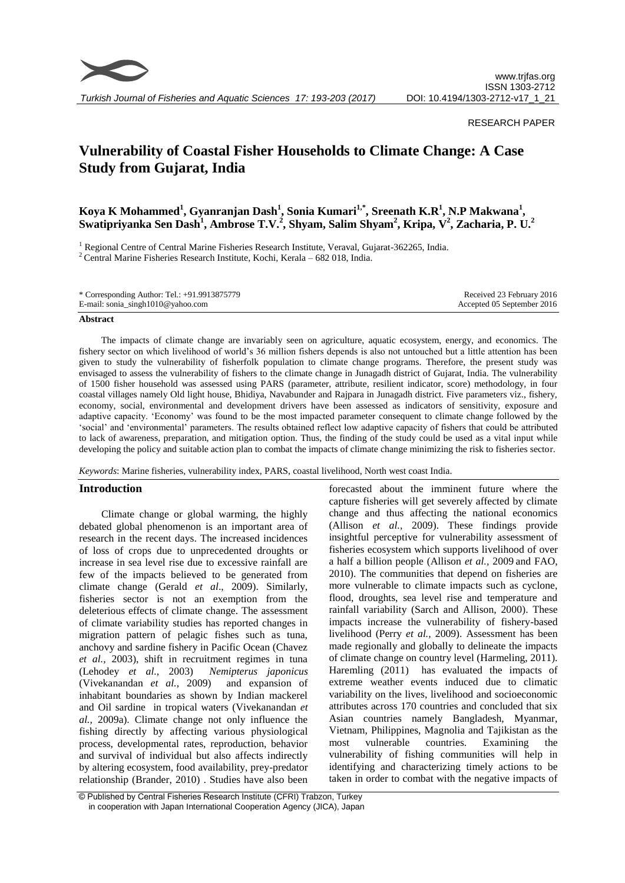RESEARCH PAPER

# Vulnerability of Coastal Fisher Households to Climate Change: A Case Study from Gujarat, India

**Koya K Mohammed[1], Gyanranjan Dash[1], Sonia Kumari[1,*], Sreenath K.R[1], N.P Makwana[1], Swatipriyanka Sen Dash[1], Ambrose T.V.[2], Shyam, Salim Shyam[2], Kripa, V[2], Zacharia, P. U.[2]**

[1] Regional Centre of Central Marine Fisheries Research Institute, Veraval, Gujarat-362265, India.
[2] Central Marine Fisheries Research Institute, Kochi, Kerala – 682 018, India.

\* Corresponding Author: Tel.: +91.9913875779
E-mail: sonia_singh1010@yahoo.com

Received 23 February 2016
Accepted 05 September 2016

## Abstract

The impacts of climate change are invariably seen on agriculture, aquatic ecosystem, energy, and economics. The fishery sector on which livelihood of world's 36 million fishers depends is also not untouched but a little attention has been given to study the vulnerability of fisherfolk population to climate change programs. Therefore, the present study was envisaged to assess the vulnerability of fishers to the climate change in Junagadh district of Gujarat, India. The vulnerability of 1500 fisher household was assessed using PARS (parameter, attribute, resilient indicator, score) methodology, in four coastal villages namely Old light house, Bhidiya, Navabunder and Rajpara in Junagadh district. Five parameters viz., fishery, economy, social, environmental and development drivers have been assessed as indicators of sensitivity, exposure and adaptive capacity. 'Economy' was found to be the most impacted parameter consequent to climate change followed by the 'social' and 'environmental' parameters. The results obtained reflect low adaptive capacity of fishers that could be attributed to lack of awareness, preparation, and mitigation option. Thus, the finding of the study could be used as a vital input while developing the policy and suitable action plan to combat the impacts of climate change minimizing the risk to fisheries sector.

*Keywords*: Marine fisheries, vulnerability index, PARS, coastal livelihood, North west coast India.

## Introduction

Climate change or global warming, the highly debated global phenomenon is an important area of research in the recent days. The increased incidences of loss of crops due to unprecedented droughts or increase in sea level rise due to excessive rainfall are few of the impacts believed to be generated from climate change (Gerald *et al*., 2009). Similarly, fisheries sector is not an exemption from the deleterious effects of climate change. The assessment of climate variability studies has reported changes in migration pattern of pelagic fishes such as tuna, anchovy and sardine fishery in Pacific Ocean (Chavez *et al.,* 2003), shift in recruitment regimes in tuna (Lehodey *et al.,* 2003) *Nemipterus japonicus* (Vivekanandan *et al.,* 2009) and expansion of inhabitant boundaries as shown by Indian mackerel and Oil sardine in tropical waters (Vivekanandan *et al.,* 2009a). Climate change not only influence the fishing directly by affecting various physiological process, developmental rates, reproduction, behavior and survival of individual but also affects indirectly by altering ecosystem, food availability, prey-predator relationship (Brander, 2010) . Studies have also been forecasted about the imminent future where the capture fisheries will get severely affected by climate change and thus affecting the national economics (Allison *et al.,* 2009). These findings provide insightful perceptive for vulnerability assessment of fisheries ecosystem which supports livelihood of over a half a billion people (Allison *et al.,* 2009 and FAO, 2010). The communities that depend on fisheries are more vulnerable to climate impacts such as cyclone, flood, droughts, sea level rise and temperature and rainfall variability (Sarch and Allison, 2000). These impacts increase the vulnerability of fishery-based livelihood (Perry *et al.,* 2009). Assessment has been made regionally and globally to delineate the impacts of climate change on country level (Harmeling, 2011). Haremling (2011) has evaluated the impacts of extreme weather events induced due to climatic variability on the lives, livelihood and socioeconomic attributes across 170 countries and concluded that six Asian countries namely Bangladesh, Myanmar, Vietnam, Philippines, Magnolia and Tajikistan as the most vulnerable countries. Examining the vulnerability of fishing communities will help in identifying and characterizing timely actions to be taken in order to combat with the negative impacts of

© Published by Central Fisheries Research Institute (CFRI) Trabzon, Turkey in cooperation with Japan International Cooperation Agency (JICA), Japan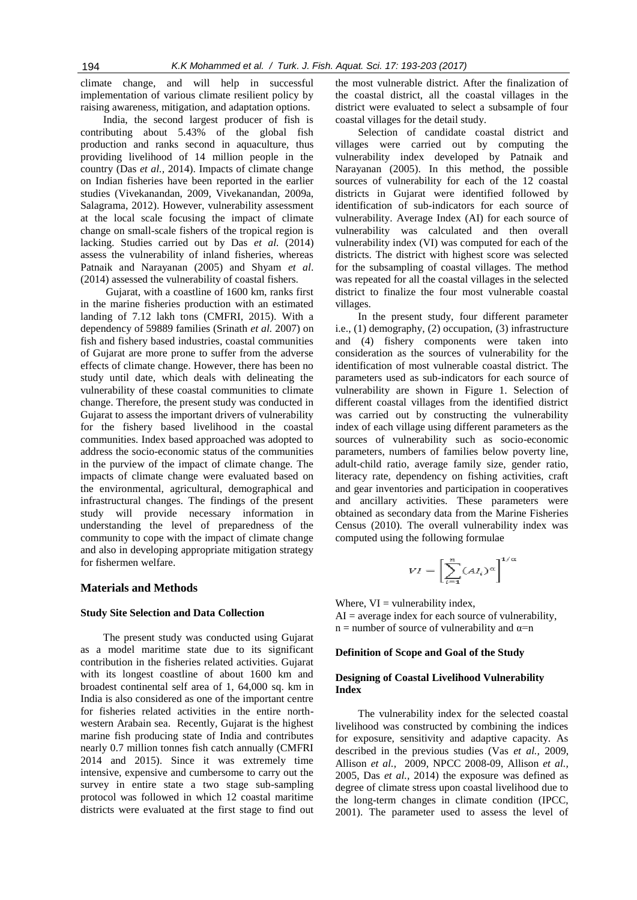climate change, and will help in successful implementation of various climate resilient policy by raising awareness, mitigation, and adaptation options.

India, the second largest producer of fish is contributing about 5.43% of the global fish production and ranks second in aquaculture, thus providing livelihood of 14 million people in the country (Das *et al.,* 2014). Impacts of climate change on Indian fisheries have been reported in the earlier studies (Vivekanandan, 2009, Vivekanandan, 2009a, Salagrama, 2012). However, vulnerability assessment at the local scale focusing the impact of climate change on small-scale fishers of the tropical region is lacking. Studies carried out by Das *et al.* (2014) assess the vulnerability of inland fisheries, whereas Patnaik and Narayanan (2005) and Shyam *et al*. (2014) assessed the vulnerability of coastal fishers.

Gujarat, with a coastline of 1600 km, ranks first in the marine fisheries production with an estimated landing of 7.12 lakh tons (CMFRI, 2015). With a dependency of 59889 families (Srinath *et al.* 2007) on fish and fishery based industries, coastal communities of Gujarat are more prone to suffer from the adverse effects of climate change. However, there has been no study until date, which deals with delineating the vulnerability of these coastal communities to climate change. Therefore, the present study was conducted in Gujarat to assess the important drivers of vulnerability for the fishery based livelihood in the coastal communities. Index based approached was adopted to address the socio-economic status of the communities in the purview of the impact of climate change. The impacts of climate change were evaluated based on the environmental, agricultural, demographical and infrastructural changes. The findings of the present study will provide necessary information in understanding the level of preparedness of the community to cope with the impact of climate change and also in developing appropriate mitigation strategy for fishermen welfare.

## Materials and Methods

### Study Site Selection and Data Collection

The present study was conducted using Gujarat as a model maritime state due to its significant contribution in the fisheries related activities. Gujarat with its longest coastline of about 1600 km and broadest continental self area of 1, 64,000 sq. km in India is also considered as one of the important centre for fisheries related activities in the entire north-western Arabain sea. Recently, Gujarat is the highest marine fish producing state of India and contributes nearly 0.7 million tonnes fish catch annually (CMFRI 2014 and 2015). Since it was extremely time intensive, expensive and cumbersome to carry out the survey in entire state a two stage sub-sampling protocol was followed in which 12 coastal maritime districts were evaluated at the first stage to find out the most vulnerable district. After the finalization of the coastal district, all the coastal villages in the district were evaluated to select a subsample of four coastal villages for the detail study.

Selection of candidate coastal district and villages were carried out by computing the vulnerability index developed by Patnaik and Narayanan (2005). In this method, the possible sources of vulnerability for each of the 12 coastal districts in Gujarat were identified followed by identification of sub-indicators for each source of vulnerability. Average Index (AI) for each source of vulnerability was calculated and then overall vulnerability index (VI) was computed for each of the districts. The district with highest score was selected for the subsampling of coastal villages. The method was repeated for all the coastal villages in the selected district to finalize the four most vulnerable coastal villages.

In the present study, four different parameter i.e., (1) demography, (2) occupation, (3) infrastructure and (4) fishery components were taken into consideration as the sources of vulnerability for the identification of most vulnerable coastal district. The parameters used as sub-indicators for each source of vulnerability are shown in Figure 1. Selection of different coastal villages from the identified district was carried out by constructing the vulnerability index of each village using different parameters as the sources of vulnerability such as socio-economic parameters, numbers of families below poverty line, adult-child ratio, average family size, gender ratio, literacy rate, dependency on fishing activities, craft and gear inventories and participation in cooperatives and ancillary activities. These parameters were obtained as secondary data from the Marine Fisheries Census (2010). The overall vulnerability index was computed using the following formulae

$$VI = \left[\sum_{i=1}^{n}(AI_i)^{\alpha}\right]^{1/\alpha}$$

Where, VI = vulnerability index,
AI = average index for each source of vulnerability,
n = number of source of vulnerability and $\alpha$=n

#### Definition of Scope and Goal of the Study

#### Designing of Coastal Livelihood Vulnerability Index

The vulnerability index for the selected coastal livelihood was constructed by combining the indices for exposure, sensitivity and adaptive capacity. As described in the previous studies (Vas *et al.,* 2009, Allison *et al.,* 2009, NPCC 2008-09, Allison *et al.,* 2005, Das *et al.,* 2014) the exposure was defined as degree of climate stress upon coastal livelihood due to the long-term changes in climate condition (IPCC, 2001). The parameter used to assess the level of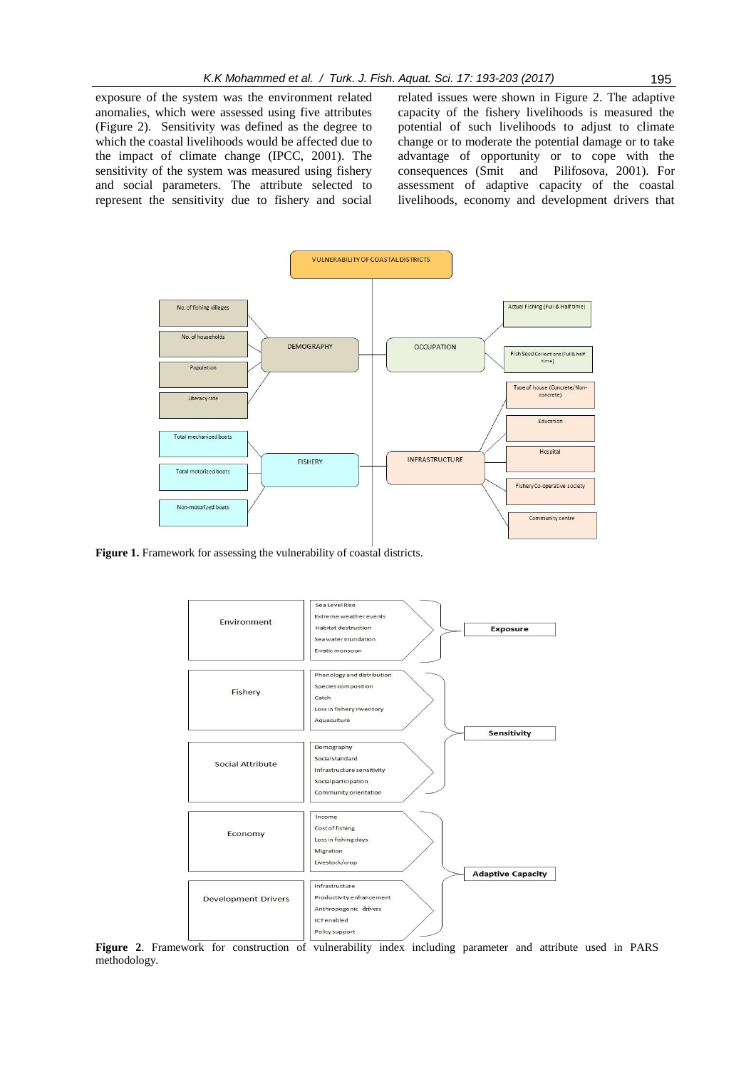exposure of the system was the environment related anomalies, which were assessed using five attributes (Figure 2). Sensitivity was defined as the degree to which the coastal livelihoods would be affected due to the impact of climate change (IPCC, 2001). The sensitivity of the system was measured using fishery and social parameters. The attribute selected to represent the sensitivity due to fishery and social related issues were shown in Figure 2. The adaptive capacity of the fishery livelihoods is measured the potential of such livelihoods to adjust to climate change or to moderate the potential damage or to take advantage of opportunity or to cope with the consequences (Smit and Pilifosova, 2001). For assessment of adaptive capacity of the coastal livelihoods, economy and development drivers that

**Figure 1.** Framework for assessing the vulnerability of coastal districts.

**Figure 2**. Framework for construction of vulnerability index including parameter and attribute used in PARS methodology.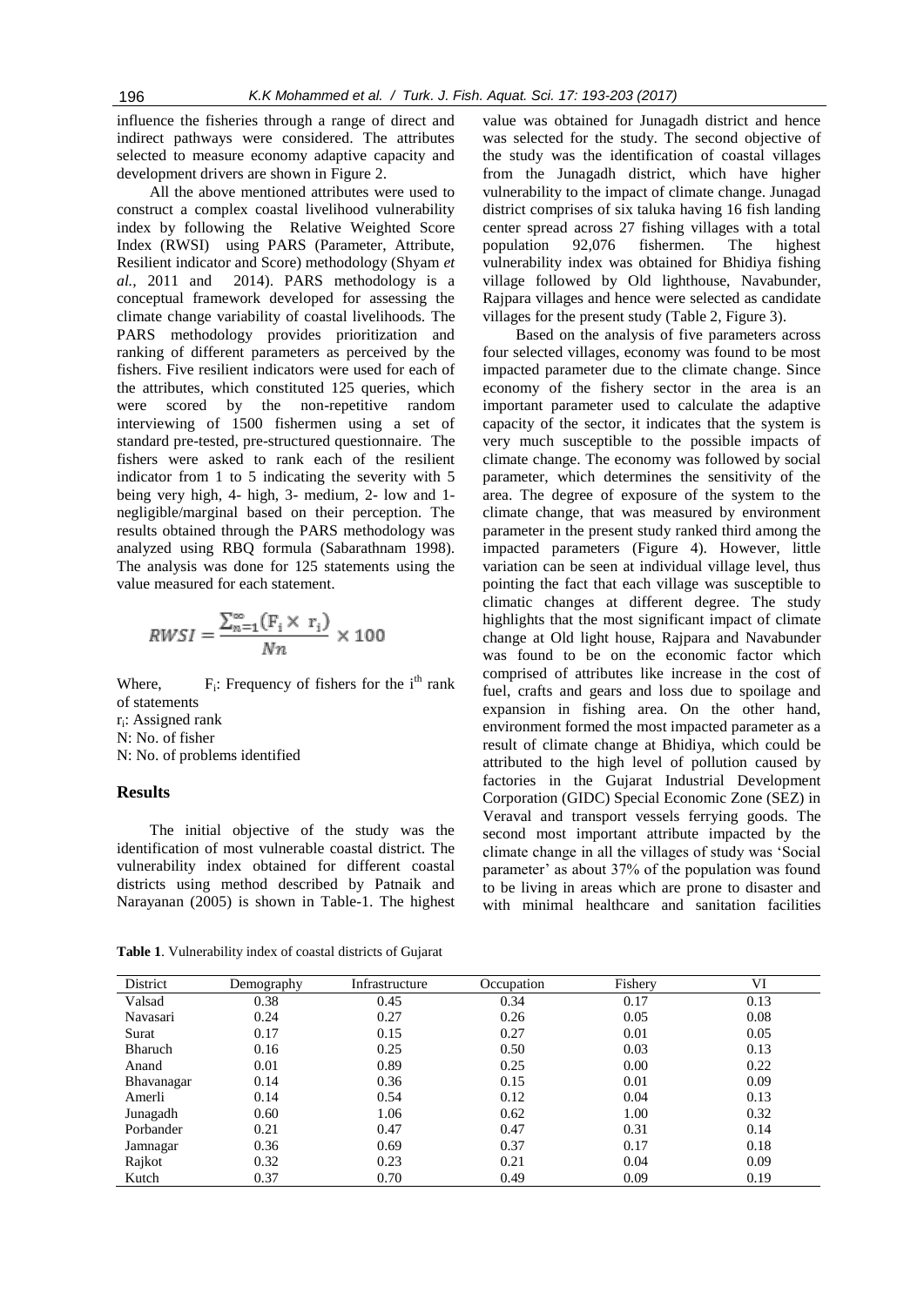influence the fisheries through a range of direct and indirect pathways were considered. The attributes selected to measure economy adaptive capacity and development drivers are shown in Figure 2.

All the above mentioned attributes were used to construct a complex coastal livelihood vulnerability index by following the Relative Weighted Score Index (RWSI) using PARS (Parameter, Attribute, Resilient indicator and Score) methodology (Shyam *et al.,* 2011 and 2014). PARS methodology is a conceptual framework developed for assessing the climate change variability of coastal livelihoods. The PARS methodology provides prioritization and ranking of different parameters as perceived by the fishers. Five resilient indicators were used for each of the attributes, which constituted 125 queries, which were scored by the non-repetitive random interviewing of 1500 fishermen using a set of standard pre-tested, pre-structured questionnaire. The fishers were asked to rank each of the resilient indicator from 1 to 5 indicating the severity with 5 being very high, 4- high, 3- medium, 2- low and 1- negligible/marginal based on their perception. The results obtained through the PARS methodology was analyzed using RBQ formula (Sabarathnam 1998). The analysis was done for 125 statements using the value measured for each statement.

$$RWSI = \frac{\sum_{n=1}^{\infty}(F_i \times r_i)}{Nn} \times 100$$

Where, $F_i$: Frequency of fishers for the $i^{th}$ rank of statements

$r_i$: Assigned rank

N: No. of fisher

N: No. of problems identified

## Results

The initial objective of the study was the identification of most vulnerable coastal district. The vulnerability index obtained for different coastal districts using method described by Patnaik and Narayanan (2005) is shown in Table-1. The highest value was obtained for Junagadh district and hence was selected for the study. The second objective of the study was the identification of coastal villages from the Junagadh district, which have higher vulnerability to the impact of climate change. Junagad district comprises of six taluka having 16 fish landing center spread across 27 fishing villages with a total population 92,076 fishermen. The highest vulnerability index was obtained for Bhidiya fishing village followed by Old lighthouse, Navabunder, Rajpara villages and hence were selected as candidate villages for the present study (Table 2, Figure 3).

Based on the analysis of five parameters across four selected villages, economy was found to be most impacted parameter due to the climate change. Since economy of the fishery sector in the area is an important parameter used to calculate the adaptive capacity of the sector, it indicates that the system is very much susceptible to the possible impacts of climate change. The economy was followed by social parameter, which determines the sensitivity of the area. The degree of exposure of the system to the climate change, that was measured by environment parameter in the present study ranked third among the impacted parameters (Figure 4). However, little variation can be seen at individual village level, thus pointing the fact that each village was susceptible to climatic changes at different degree. The study highlights that the most significant impact of climate change at Old light house, Rajpara and Navabunder was found to be on the economic factor which comprised of attributes like increase in the cost of fuel, crafts and gears and loss due to spoilage and expansion in fishing area. On the other hand, environment formed the most impacted parameter as a result of climate change at Bhidiya, which could be attributed to the high level of pollution caused by factories in the Gujarat Industrial Development Corporation (GIDC) Special Economic Zone (SEZ) in Veraval and transport vessels ferrying goods. The second most important attribute impacted by the climate change in all the villages of study was 'Social parameter' as about 37% of the population was found to be living in areas which are prone to disaster and with minimal healthcare and sanitation facilities

**Table 1**. Vulnerability index of coastal districts of Gujarat

| District | Demography | Infrastructure | Occupation | Fishery | VI |
|---|---|---|---|---|---|
| Valsad | 0.38 | 0.45 | 0.34 | 0.17 | 0.13 |
| Navasari | 0.24 | 0.27 | 0.26 | 0.05 | 0.08 |
| Surat | 0.17 | 0.15 | 0.27 | 0.01 | 0.05 |
| Bharuch | 0.16 | 0.25 | 0.50 | 0.03 | 0.13 |
| Anand | 0.01 | 0.89 | 0.25 | 0.00 | 0.22 |
| Bhavanagar | 0.14 | 0.36 | 0.15 | 0.01 | 0.09 |
| Amerli | 0.14 | 0.54 | 0.12 | 0.04 | 0.13 |
| Junagadh | 0.60 | 1.06 | 0.62 | 1.00 | 0.32 |
| Porbander | 0.21 | 0.47 | 0.47 | 0.31 | 0.14 |
| Jamnagar | 0.36 | 0.69 | 0.37 | 0.17 | 0.18 |
| Rajkot | 0.32 | 0.23 | 0.21 | 0.04 | 0.09 |
| Kutch | 0.37 | 0.70 | 0.49 | 0.09 | 0.19 |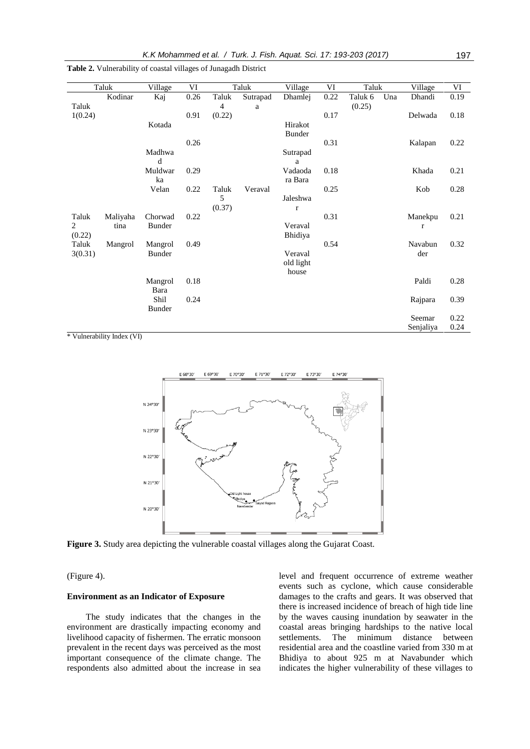**Table 2.** Vulnerability of coastal villages of Junagadh District

| Taluk | | Village | VI | Taluk | | Village | VI | Taluk | | Village | VI |
|---|---|---|---|---|---|---|---|---|---|---|---|
| Taluk 1(0.24) | Kodinar | Kaj | 0.26 | Taluk 4 (0.22) | Sutrapada | Dhamlej | 0.22 | Taluk 6 (0.25) | Una | Dhandi | 0.19 |
| | | Kotada | 0.91 | | | Hirakot Bunder | 0.17 | | | Delwada | 0.18 |
| | | Madhwad | 0.26 | | | Sutrapada | 0.31 | | | Kalapan | 0.22 |
| | | Muldwarka | 0.29 | | | Vadaodara Bara | 0.18 | | | Khada | 0.21 |
| | | Velan | 0.22 | Taluk 5 (0.37) | Veraval | Jaleshwar | 0.25 | | | Kob | 0.28 |
| Taluk 2 (0.22) | Maliyahatina | Chorwad Bunder | 0.22 | | | Veraval Bhidiya | 0.31 | | | Manekpur | 0.21 |
| Taluk 3(0.31) | Mangrol | Mangrol Bunder | 0.49 | | | Veraval old light house | 0.54 | | | Navabunder | 0.32 |
| | | Mangrol Bara | 0.18 | | | | | | | Paldi | 0.28 |
| | | Shil Bunder | 0.24 | | | | | | | Rajpara | 0.39 |
| | | | | | | | | | | Seemar | 0.22 |
| | | | | | | | | | | Senjaliya | 0.24 |

\* Vulnerability Index (VI)

**Figure 3.** Study area depicting the vulnerable coastal villages along the Gujarat Coast.

(Figure 4).

### Environment as an Indicator of Exposure

The study indicates that the changes in the environment are drastically impacting economy and livelihood capacity of fishermen. The erratic monsoon prevalent in the recent days was perceived as the most important consequence of the climate change. The respondents also admitted about the increase in sea level and frequent occurrence of extreme weather events such as cyclone, which cause considerable damages to the crafts and gears. It was observed that there is increased incidence of breach of high tide line by the waves causing inundation by seawater in the coastal areas bringing hardships to the native local settlements. The minimum distance between residential area and the coastline varied from 330 m at Bhidiya to about 925 m at Navabunder which indicates the higher vulnerability of these villages to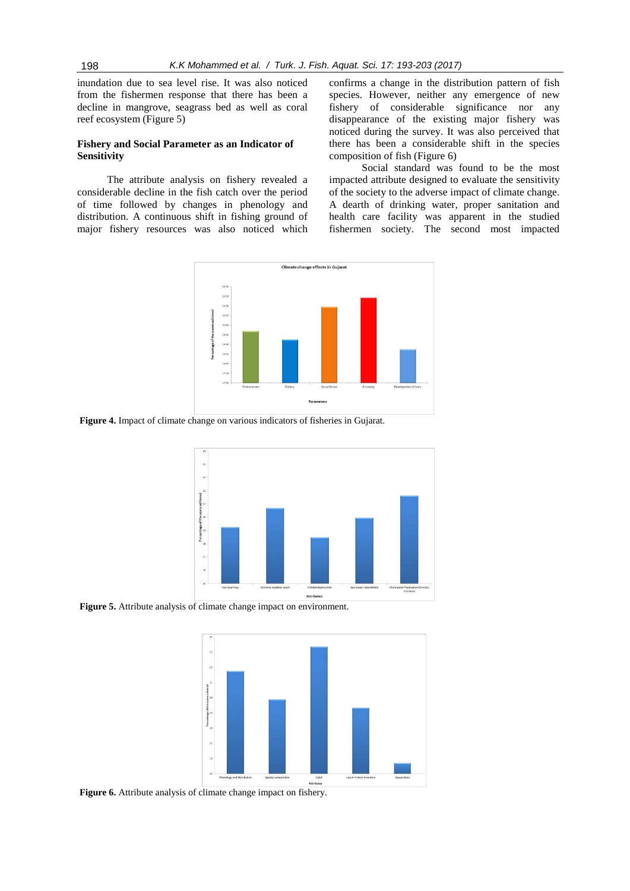inundation due to sea level rise. It was also noticed from the fishermen response that there has been a decline in mangrove, seagrass bed as well as coral reef ecosystem (Figure 5)

### Fishery and Social Parameter as an Indicator of Sensitivity

The attribute analysis on fishery revealed a considerable decline in the fish catch over the period of time followed by changes in phenology and distribution. A continuous shift in fishing ground of major fishery resources was also noticed which confirms a change in the distribution pattern of fish species. However, neither any emergence of new fishery of considerable significance nor any disappearance of the existing major fishery was noticed during the survey. It was also perceived that there has been a considerable shift in the species composition of fish (Figure 6)

Social standard was found to be the most impacted attribute designed to evaluate the sensitivity of the society to the adverse impact of climate change. A dearth of drinking water, proper sanitation and health care facility was apparent in the studied fishermen society. The second most impacted

**Figure 4.** Impact of climate change on various indicators of fisheries in Gujarat.

**Figure 5.** Attribute analysis of climate change impact on environment.

**Figure 6.** Attribute analysis of climate change impact on fishery.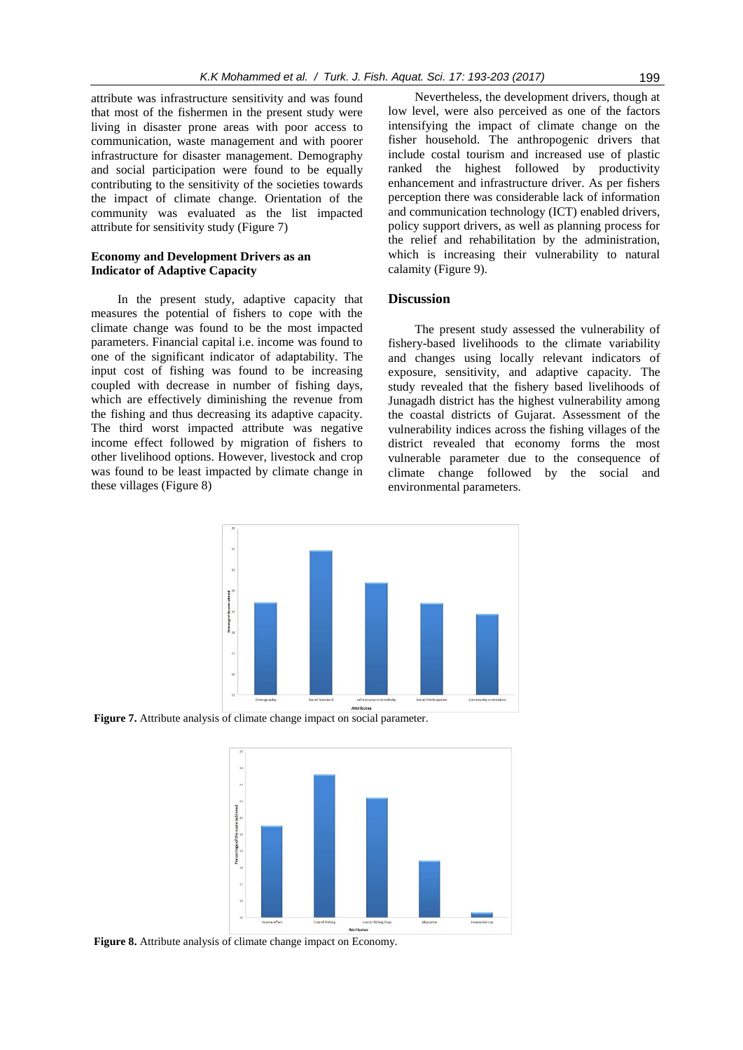attribute was infrastructure sensitivity and was found that most of the fishermen in the present study were living in disaster prone areas with poor access to communication, waste management and with poorer infrastructure for disaster management. Demography and social participation were found to be equally contributing to the sensitivity of the societies towards the impact of climate change. Orientation of the community was evaluated as the list impacted attribute for sensitivity study (Figure 7)

### Economy and Development Drivers as an Indicator of Adaptive Capacity

In the present study, adaptive capacity that measures the potential of fishers to cope with the climate change was found to be the most impacted parameters. Financial capital i.e. income was found to one of the significant indicator of adaptability. The input cost of fishing was found to be increasing coupled with decrease in number of fishing days, which are effectively diminishing the revenue from the fishing and thus decreasing its adaptive capacity. The third worst impacted attribute was negative income effect followed by migration of fishers to other livelihood options. However, livestock and crop was found to be least impacted by climate change in these villages (Figure 8)

Nevertheless, the development drivers, though at low level, were also perceived as one of the factors intensifying the impact of climate change on the fisher household. The anthropogenic drivers that include costal tourism and increased use of plastic ranked the highest followed by productivity enhancement and infrastructure driver. As per fishers perception there was considerable lack of information and communication technology (ICT) enabled drivers, policy support drivers, as well as planning process for the relief and rehabilitation by the administration, which is increasing their vulnerability to natural calamity (Figure 9).

## Discussion

The present study assessed the vulnerability of fishery-based livelihoods to the climate variability and changes using locally relevant indicators of exposure, sensitivity, and adaptive capacity. The study revealed that the fishery based livelihoods of Junagadh district has the highest vulnerability among the coastal districts of Gujarat. Assessment of the vulnerability indices across the fishing villages of the district revealed that economy forms the most vulnerable parameter due to the consequence of climate change followed by the social and environmental parameters.

**Figure 7.** Attribute analysis of climate change impact on social parameter.

**Figure 8.** Attribute analysis of climate change impact on Economy.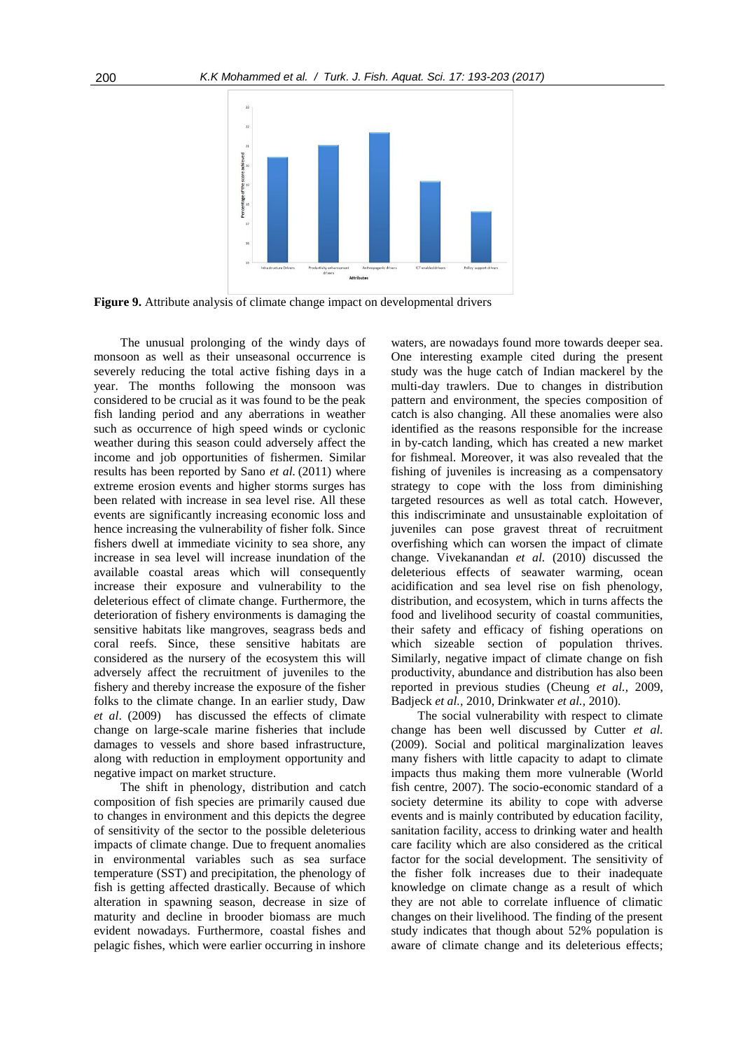**Figure 9.** Attribute analysis of climate change impact on developmental drivers

The unusual prolonging of the windy days of monsoon as well as their unseasonal occurrence is severely reducing the total active fishing days in a year. The months following the monsoon was considered to be crucial as it was found to be the peak fish landing period and any aberrations in weather such as occurrence of high speed winds or cyclonic weather during this season could adversely affect the income and job opportunities of fishermen. Similar results has been reported by Sano *et al.* (2011) where extreme erosion events and higher storms surges has been related with increase in sea level rise. All these events are significantly increasing economic loss and hence increasing the vulnerability of fisher folk. Since fishers dwell at immediate vicinity to sea shore, any increase in sea level will increase inundation of the available coastal areas which will consequently increase their exposure and vulnerability to the deleterious effect of climate change. Furthermore, the deterioration of fishery environments is damaging the sensitive habitats like mangroves, seagrass beds and coral reefs. Since, these sensitive habitats are considered as the nursery of the ecosystem this will adversely affect the recruitment of juveniles to the fishery and thereby increase the exposure of the fisher folks to the climate change. In an earlier study, Daw *et al*. (2009) has discussed the effects of climate change on large-scale marine fisheries that include damages to vessels and shore based infrastructure, along with reduction in employment opportunity and negative impact on market structure.

The shift in phenology, distribution and catch composition of fish species are primarily caused due to changes in environment and this depicts the degree of sensitivity of the sector to the possible deleterious impacts of climate change. Due to frequent anomalies in environmental variables such as sea surface temperature (SST) and precipitation, the phenology of fish is getting affected drastically. Because of which alteration in spawning season, decrease in size of maturity and decline in brooder biomass are much evident nowadays. Furthermore, coastal fishes and pelagic fishes, which were earlier occurring in inshore waters, are nowadays found more towards deeper sea. One interesting example cited during the present study was the huge catch of Indian mackerel by the multi-day trawlers. Due to changes in distribution pattern and environment, the species composition of catch is also changing. All these anomalies were also identified as the reasons responsible for the increase in by-catch landing, which has created a new market for fishmeal. Moreover, it was also revealed that the fishing of juveniles is increasing as a compensatory strategy to cope with the loss from diminishing targeted resources as well as total catch. However, this indiscriminate and unsustainable exploitation of juveniles can pose gravest threat of recruitment overfishing which can worsen the impact of climate change. Vivekanandan *et al.* (2010) discussed the deleterious effects of seawater warming, ocean acidification and sea level rise on fish phenology, distribution, and ecosystem, which in turns affects the food and livelihood security of coastal communities, their safety and efficacy of fishing operations on which sizeable section of population thrives. Similarly, negative impact of climate change on fish productivity, abundance and distribution has also been reported in previous studies (Cheung *et al.,* 2009, Badjeck *et al.,* 2010, Drinkwater *et al.,* 2010).

The social vulnerability with respect to climate change has been well discussed by Cutter *et al.* (2009). Social and political marginalization leaves many fishers with little capacity to adapt to climate impacts thus making them more vulnerable (World fish centre, 2007). The socio-economic standard of a society determine its ability to cope with adverse events and is mainly contributed by education facility, sanitation facility, access to drinking water and health care facility which are also considered as the critical factor for the social development. The sensitivity of the fisher folk increases due to their inadequate knowledge on climate change as a result of which they are not able to correlate influence of climatic changes on their livelihood. The finding of the present study indicates that though about 52% population is aware of climate change and its deleterious effects;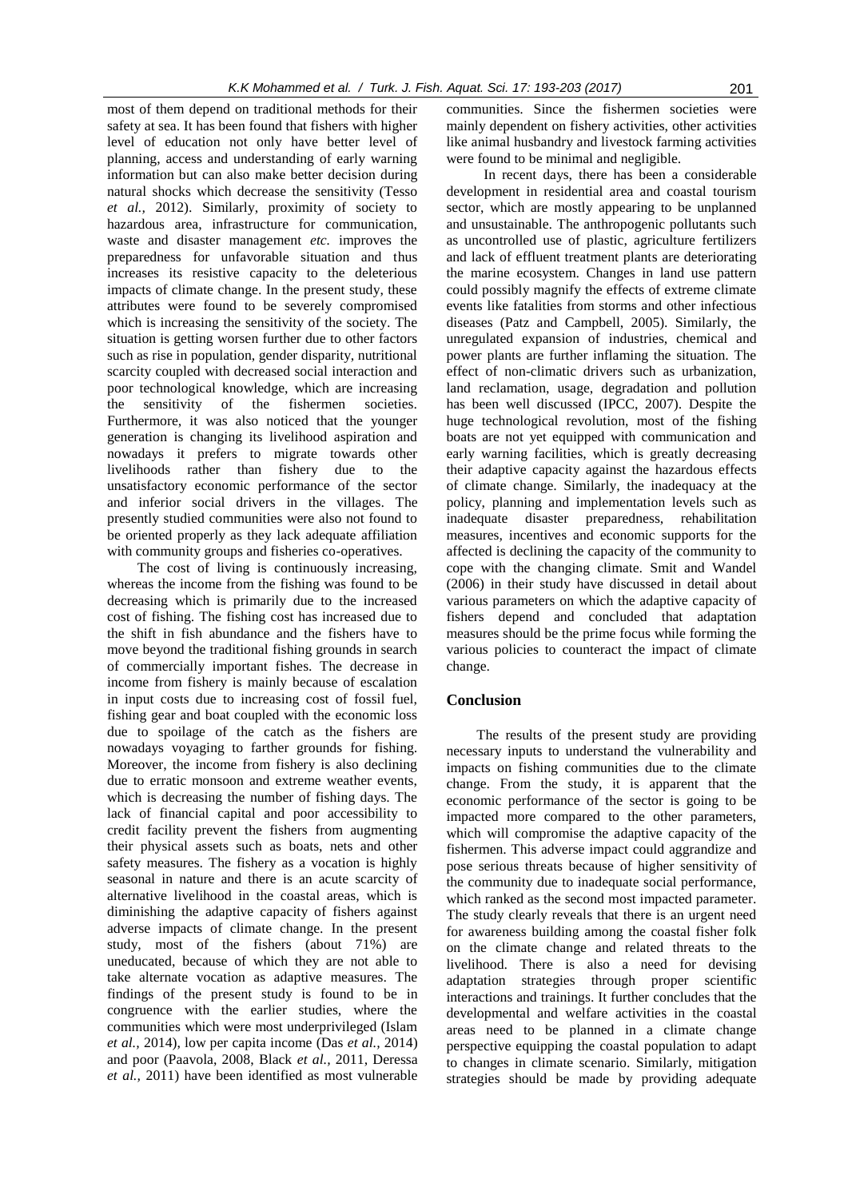most of them depend on traditional methods for their safety at sea. It has been found that fishers with higher level of education not only have better level of planning, access and understanding of early warning information but can also make better decision during natural shocks which decrease the sensitivity (Tesso *et al.,* 2012). Similarly, proximity of society to hazardous area, infrastructure for communication, waste and disaster management *etc.* improves the preparedness for unfavorable situation and thus increases its resistive capacity to the deleterious impacts of climate change. In the present study, these attributes were found to be severely compromised which is increasing the sensitivity of the society. The situation is getting worsen further due to other factors such as rise in population, gender disparity, nutritional scarcity coupled with decreased social interaction and poor technological knowledge, which are increasing the sensitivity of the fishermen societies. Furthermore, it was also noticed that the younger generation is changing its livelihood aspiration and nowadays it prefers to migrate towards other livelihoods rather than fishery due to the unsatisfactory economic performance of the sector and inferior social drivers in the villages. The presently studied communities were also not found to be oriented properly as they lack adequate affiliation with community groups and fisheries co-operatives.

The cost of living is continuously increasing, whereas the income from the fishing was found to be decreasing which is primarily due to the increased cost of fishing. The fishing cost has increased due to the shift in fish abundance and the fishers have to move beyond the traditional fishing grounds in search of commercially important fishes. The decrease in income from fishery is mainly because of escalation in input costs due to increasing cost of fossil fuel, fishing gear and boat coupled with the economic loss due to spoilage of the catch as the fishers are nowadays voyaging to farther grounds for fishing. Moreover, the income from fishery is also declining due to erratic monsoon and extreme weather events, which is decreasing the number of fishing days. The lack of financial capital and poor accessibility to credit facility prevent the fishers from augmenting their physical assets such as boats, nets and other safety measures. The fishery as a vocation is highly seasonal in nature and there is an acute scarcity of alternative livelihood in the coastal areas, which is diminishing the adaptive capacity of fishers against adverse impacts of climate change. In the present study, most of the fishers (about 71%) are uneducated, because of which they are not able to take alternate vocation as adaptive measures. The findings of the present study is found to be in congruence with the earlier studies, where the communities which were most underprivileged (Islam *et al.,* 2014), low per capita income (Das *et al.,* 2014) and poor (Paavola, 2008, Black *et al.,* 2011, Deressa *et al.,* 2011) have been identified as most vulnerable communities. Since the fishermen societies were mainly dependent on fishery activities, other activities like animal husbandry and livestock farming activities were found to be minimal and negligible.

In recent days, there has been a considerable development in residential area and coastal tourism sector, which are mostly appearing to be unplanned and unsustainable. The anthropogenic pollutants such as uncontrolled use of plastic, agriculture fertilizers and lack of effluent treatment plants are deteriorating the marine ecosystem. Changes in land use pattern could possibly magnify the effects of extreme climate events like fatalities from storms and other infectious diseases (Patz and Campbell, 2005). Similarly, the unregulated expansion of industries, chemical and power plants are further inflaming the situation. The effect of non-climatic drivers such as urbanization, land reclamation, usage, degradation and pollution has been well discussed (IPCC, 2007). Despite the huge technological revolution, most of the fishing boats are not yet equipped with communication and early warning facilities, which is greatly decreasing their adaptive capacity against the hazardous effects of climate change. Similarly, the inadequacy at the policy, planning and implementation levels such as inadequate disaster preparedness, rehabilitation measures, incentives and economic supports for the affected is declining the capacity of the community to cope with the changing climate. Smit and Wandel (2006) in their study have discussed in detail about various parameters on which the adaptive capacity of fishers depend and concluded that adaptation measures should be the prime focus while forming the various policies to counteract the impact of climate change.

## Conclusion

The results of the present study are providing necessary inputs to understand the vulnerability and impacts on fishing communities due to the climate change. From the study, it is apparent that the economic performance of the sector is going to be impacted more compared to the other parameters, which will compromise the adaptive capacity of the fishermen. This adverse impact could aggrandize and pose serious threats because of higher sensitivity of the community due to inadequate social performance, which ranked as the second most impacted parameter. The study clearly reveals that there is an urgent need for awareness building among the coastal fisher folk on the climate change and related threats to the livelihood. There is also a need for devising adaptation strategies through proper scientific interactions and trainings. It further concludes that the developmental and welfare activities in the coastal areas need to be planned in a climate change perspective equipping the coastal population to adapt to changes in climate scenario. Similarly, mitigation strategies should be made by providing adequate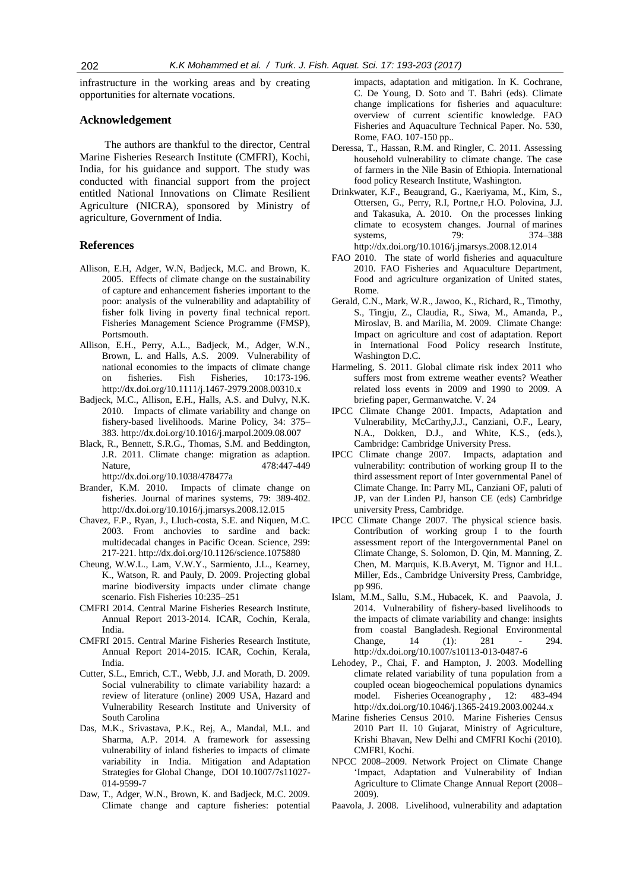infrastructure in the working areas and by creating opportunities for alternate vocations.

## Acknowledgement

The authors are thankful to the director, Central Marine Fisheries Research Institute (CMFRI), Kochi, India, for his guidance and support. The study was conducted with financial support from the project entitled National Innovations on Climate Resilient Agriculture (NICRA), sponsored by Ministry of agriculture, Government of India.

## References

- Allison, E.H, Adger, W.N, Badjeck, M.C. and Brown, K. 2005. Effects of climate change on the sustainability of capture and enhancement fisheries important to the poor: analysis of the vulnerability and adaptability of fisher folk living in poverty final technical report. Fisheries Management Science Programme (FMSP), Portsmouth.
- Allison, E.H., Perry, A.L., Badjeck, M., Adger, W.N., Brown, L. and Halls, A.S. 2009. Vulnerability of national economies to the impacts of climate change on fisheries. Fish Fisheries, 10:173-196. http://dx.doi.org/10.1111/j.1467-2979.2008.00310.x
- Badjeck, M.C., Allison, E.H., Halls, A.S. and Dulvy, N.K. 2010. Impacts of climate variability and change on fishery-based livelihoods. Marine Policy, 34: 375–383. http://dx.doi.org/10.1016/j.marpol.2009.08.007
- Black, R., Bennett, S.R.G., Thomas, S.M. and Beddington, J.R. 2011. Climate change: migration as adaption. Nature, 478:447-449 http://dx.doi.org/10.1038/478477a
- Brander, K.M. 2010. Impacts of climate change on fisheries. Journal of marines systems, 79: 389-402. http://dx.doi.org/10.1016/j.jmarsys.2008.12.015
- Chavez, F.P., Ryan, J., Lluch-costa, S.E. and Niquen, M.C. 2003. From anchovies to sardine and back: multidecadal changes in Pacific Ocean. Science, 299: 217-221. http://dx.doi.org/10.1126/science.1075880
- Cheung, W.W.L., Lam, V.W.Y., Sarmiento, J.L., Kearney, K., Watson, R. and Pauly, D. 2009. Projecting global marine biodiversity impacts under climate change scenario. Fish Fisheries 10:235–251
- CMFRI 2014. Central Marine Fisheries Research Institute, Annual Report 2013-2014. ICAR, Cochin, Kerala, India.
- CMFRI 2015. Central Marine Fisheries Research Institute, Annual Report 2014-2015. ICAR, Cochin, Kerala, India.
- Cutter, S.L., Emrich, C.T., Webb, J.J. and Morath, D. 2009. Social vulnerability to climate variability hazard: a review of literature (online) 2009 USA, Hazard and Vulnerability Research Institute and University of South Carolina
- Das, M.K., Srivastava, P.K., Rej, A., Mandal, M.L. and Sharma, A.P. 2014. A framework for assessing vulnerability of inland fisheries to impacts of climate variability in India. Mitigation and Adaptation Strategies for Global Change, DOI 10.1007/7s11027-014-9599-7
- Daw, T., Adger, W.N., Brown, K. and Badjeck, M.C. 2009. Climate change and capture fisheries: potential impacts, adaptation and mitigation. In K. Cochrane, C. De Young, D. Soto and T. Bahri (eds). Climate change implications for fisheries and aquaculture: overview of current scientific knowledge. FAO Fisheries and Aquaculture Technical Paper. No. 530, Rome, FAO. 107-150 pp..
- Deressa, T., Hassan, R.M. and Ringler, C. 2011. Assessing household vulnerability to climate change. The case of farmers in the Nile Basin of Ethiopia. International food policy Research Institute, Washington.
- Drinkwater, K.F., Beaugrand, G., Kaeriyama, M., Kim, S., Ottersen, G., Perry, R.I, Portne,r H.O. Polovina, J.J. and Takasuka, A. 2010. On the processes linking climate to ecosystem changes. Journal of marines systems, 79: 374–388 http://dx.doi.org/10.1016/j.jmarsys.2008.12.014
- FAO 2010. The state of world fisheries and aquaculture 2010. FAO Fisheries and Aquaculture Department, Food and agriculture organization of United states, Rome.
- Gerald, C.N., Mark, W.R., Jawoo, K., Richard, R., Timothy, S., Tingju, Z., Claudia, R., Siwa, M., Amanda, P., Miroslav, B. and Marilia, M. 2009. Climate Change: Impact on agriculture and cost of adaptation. Report in International Food Policy research Institute, Washington D.C.
- Harmeling, S. 2011. Global climate risk index 2011 who suffers most from extreme weather events? Weather related loss events in 2009 and 1990 to 2009. A briefing paper, Germanwatche. V. 24
- IPCC Climate Change 2001. Impacts, Adaptation and Vulnerability, McCarthy,J.J., Canziani, O.F., Leary, N.A., Dokken, D.J., and White, K.S., (eds.), Cambridge: Cambridge University Press.
- IPCC Climate change 2007. Impacts, adaptation and vulnerability: contribution of working group II to the third assessment report of Inter governmental Panel of Climate Change. In: Parry ML, Canziani OF, paluti of JP, van der Linden PJ, hanson CE (eds) Cambridge university Press, Cambridge.
- IPCC Climate Change 2007. The physical science basis. Contribution of working group I to the fourth assessment report of the Intergovernmental Panel on Climate Change, S. Solomon, D. Qin, M. Manning, Z. Chen, M. Marquis, K.B.Averyt, M. Tignor and H.L. Miller, Eds., Cambridge University Press, Cambridge, pp 996.
- Islam, M.M., Sallu, S.M., Hubacek, K. and Paavola, J. 2014. Vulnerability of fishery-based livelihoods to the impacts of climate variability and change: insights from coastal Bangladesh. Regional Environmental Change, 14 (1): 281 - 294. http://dx.doi.org/10.1007/s10113-013-0487-6
- Lehodey, P., Chai, F. and Hampton, J. 2003. Modelling climate related variability of tuna population from a coupled ocean biogeochemical populations dynamics model. Fisheries Oceanography , 12: 483-494 http://dx.doi.org/10.1046/j.1365-2419.2003.00244.x
- Marine fisheries Census 2010. Marine Fisheries Census 2010 Part II. 10 Gujarat, Ministry of Agriculture, Krishi Bhavan, New Delhi and CMFRI Kochi (2010). CMFRI, Kochi.
- NPCC 2008–2009. Network Project on Climate Change 'Impact, Adaptation and Vulnerability of Indian Agriculture to Climate Change Annual Report (2008–2009).
- Paavola, J. 2008. Livelihood, vulnerability and adaptation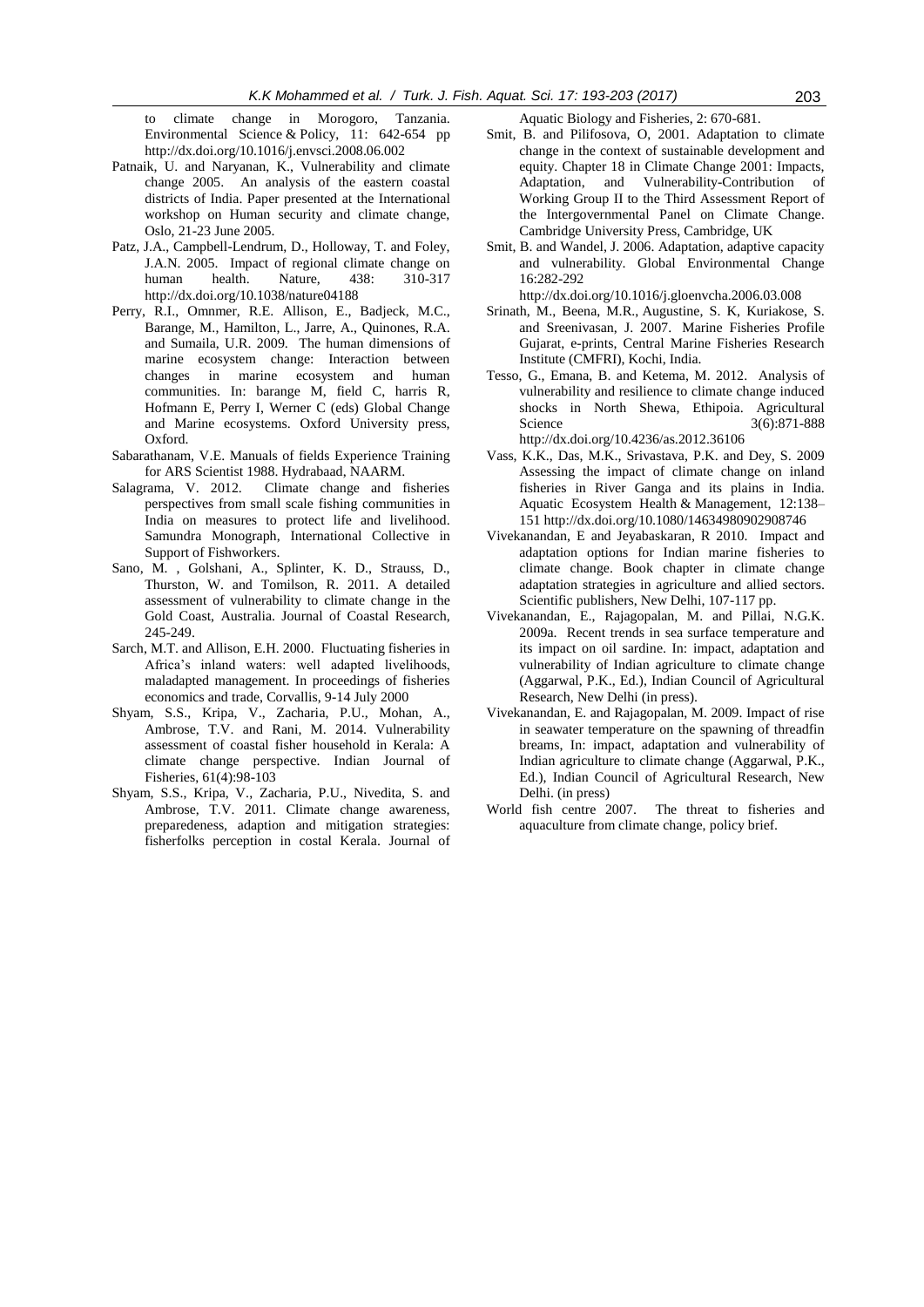to climate change in Morogoro, Tanzania. Environmental Science & Policy, 11: 642-654 pp http://dx.doi.org/10.1016/j.envsci.2008.06.002

Patnaik, U. and Naryanan, K., Vulnerability and climate change 2005. An analysis of the eastern coastal districts of India. Paper presented at the International workshop on Human security and climate change, Oslo, 21-23 June 2005.

Patz, J.A., Campbell-Lendrum, D., Holloway, T. and Foley, J.A.N. 2005. Impact of regional climate change on human health. Nature, 438: 310-317 http://dx.doi.org/10.1038/nature04188

Perry, R.I., Omnmer, R.E. Allison, E., Badjeck, M.C., Barange, M., Hamilton, L., Jarre, A., Quinones, R.A. and Sumaila, U.R. 2009. The human dimensions of marine ecosystem change: Interaction between changes in marine ecosystem and human communities. In: barange M, field C, harris R, Hofmann E, Perry I, Werner C (eds) Global Change and Marine ecosystems. Oxford University press, Oxford.

Sabarathanam, V.E. Manuals of fields Experience Training for ARS Scientist 1988. Hydrabaad, NAARM.

Salagrama, V. 2012. Climate change and fisheries perspectives from small scale fishing communities in India on measures to protect life and livelihood. Samundra Monograph, International Collective in Support of Fishworkers.

Sano, M. , Golshani, A., Splinter, K. D., Strauss, D., Thurston, W. and Tomilson, R. 2011. A detailed assessment of vulnerability to climate change in the Gold Coast, Australia. Journal of Coastal Research, 245-249.

Sarch, M.T. and Allison, E.H. 2000. Fluctuating fisheries in Africa's inland waters: well adapted livelihoods, maladapted management. In proceedings of fisheries economics and trade, Corvallis, 9-14 July 2000

Shyam, S.S., Kripa, V., Zacharia, P.U., Mohan, A., Ambrose, T.V. and Rani, M. 2014. Vulnerability assessment of coastal fisher household in Kerala: A climate change perspective. Indian Journal of Fisheries, 61(4):98-103

Shyam, S.S., Kripa, V., Zacharia, P.U., Nivedita, S. and Ambrose, T.V. 2011. Climate change awareness, preparedeness, adaption and mitigation strategies: fisherfolks perception in costal Kerala. Journal of Aquatic Biology and Fisheries, 2: 670-681.

Smit, B. and Pilifosova, O, 2001. Adaptation to climate change in the context of sustainable development and equity. Chapter 18 in Climate Change 2001: Impacts, Adaptation, and Vulnerability-Contribution of Working Group II to the Third Assessment Report of the Intergovernmental Panel on Climate Change. Cambridge University Press, Cambridge, UK

Smit, B. and Wandel, J. 2006. Adaptation, adaptive capacity and vulnerability. Global Environmental Change 16:282-292 http://dx.doi.org/10.1016/j.gloenvcha.2006.03.008

Srinath, M., Beena, M.R., Augustine, S. K, Kuriakose, S. and Sreenivasan, J. 2007. Marine Fisheries Profile Gujarat, e-prints, Central Marine Fisheries Research Institute (CMFRI), Kochi, India.

Tesso, G., Emana, B. and Ketema, M. 2012. Analysis of vulnerability and resilience to climate change induced shocks in North Shewa, Ethipoia. Agricultural Science 3(6):871-888 http://dx.doi.org/10.4236/as.2012.36106

Vass, K.K., Das, M.K., Srivastava, P.K. and Dey, S. 2009 Assessing the impact of climate change on inland fisheries in River Ganga and its plains in India. Aquatic Ecosystem Health & Management, 12:138–151 http://dx.doi.org/10.1080/14634980902908746

Vivekanandan, E and Jeyabaskaran, R 2010. Impact and adaptation options for Indian marine fisheries to climate change. Book chapter in climate change adaptation strategies in agriculture and allied sectors. Scientific publishers, New Delhi, 107-117 pp.

Vivekanandan, E., Rajagopalan, M. and Pillai, N.G.K. 2009a. Recent trends in sea surface temperature and its impact on oil sardine. In: impact, adaptation and vulnerability of Indian agriculture to climate change (Aggarwal, P.K., Ed.), Indian Council of Agricultural Research, New Delhi (in press).

Vivekanandan, E. and Rajagopalan, M. 2009. Impact of rise in seawater temperature on the spawning of threadfin breams, In: impact, adaptation and vulnerability of Indian agriculture to climate change (Aggarwal, P.K., Ed.), Indian Council of Agricultural Research, New Delhi. (in press)

World fish centre 2007. The threat to fisheries and aquaculture from climate change, policy brief.